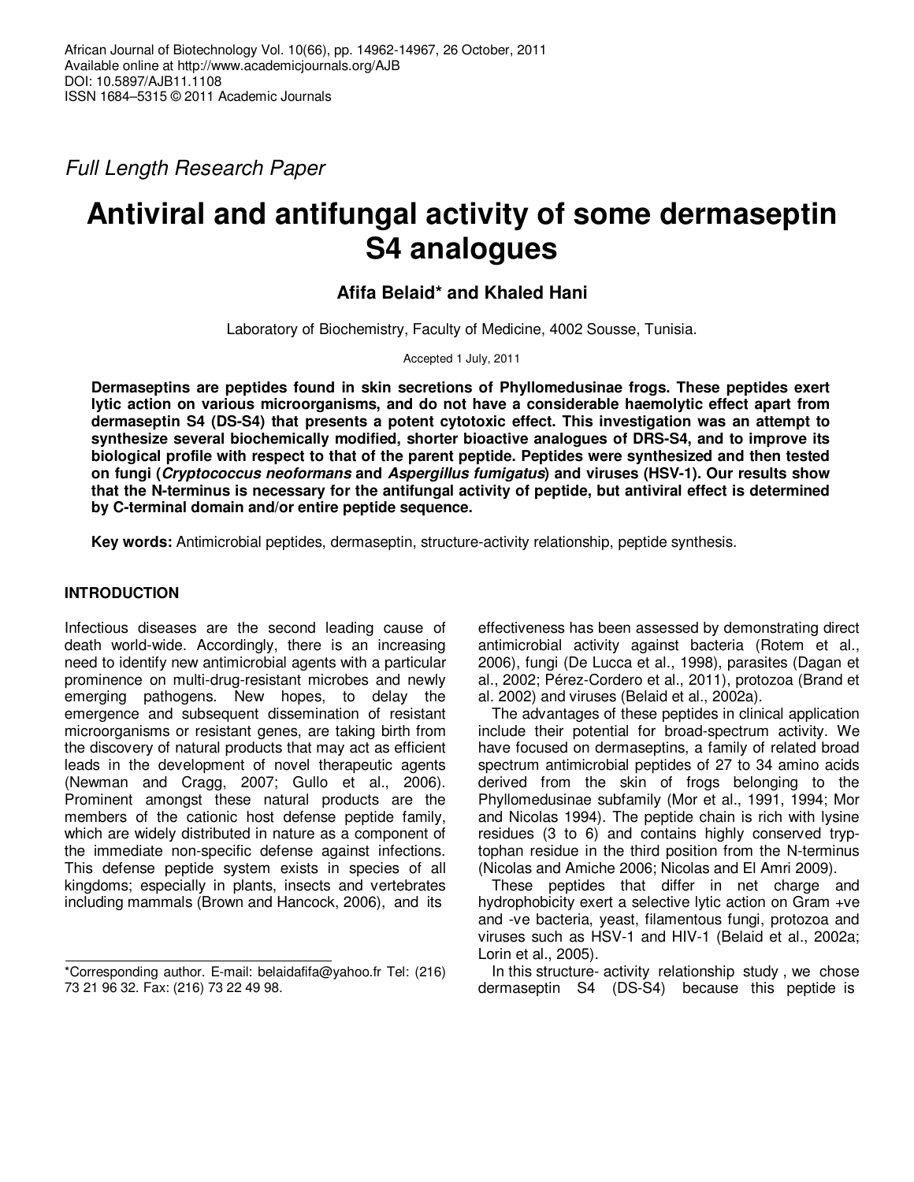*Full Length Research Paper*

# Antiviral and antifungal activity of some dermaseptin S4 analogues

**Afifa Belaid* and Khaled Hani**

Laboratory of Biochemistry, Faculty of Medicine, 4002 Sousse, Tunisia.

Accepted 1 July, 2011

**Dermaseptins are peptides found in skin secretions of Phyllomedusinae frogs. These peptides exert lytic action on various microorganisms, and do not have a considerable haemolytic effect apart from dermaseptin S4 (DS-S4) that presents a potent cytotoxic effect. This investigation was an attempt to synthesize several biochemically modified, shorter bioactive analogues of DRS-S4, and to improve its biological profile with respect to that of the parent peptide. Peptides were synthesized and then tested on fungi (*Cryptococcus neoformans* and *Aspergillus fumigatus*) and viruses (HSV-1). Our results show that the N-terminus is necessary for the antifungal activity of peptide, but antiviral effect is determined by C-terminal domain and/or entire peptide sequence.**

**Key words:** Antimicrobial peptides, dermaseptin, structure-activity relationship, peptide synthesis.

## INTRODUCTION

Infectious diseases are the second leading cause of death world-wide. Accordingly, there is an increasing need to identify new antimicrobial agents with a particular prominence on multi-drug-resistant microbes and newly emerging pathogens. New hopes, to delay the emergence and subsequent dissemination of resistant microorganisms or resistant genes, are taking birth from the discovery of natural products that may act as efficient leads in the development of novel therapeutic agents (Newman and Cragg, 2007; Gullo et al., 2006). Prominent amongst these natural products are the members of the cationic host defense peptide family, which are widely distributed in nature as a component of the immediate non-specific defense against infections. This defense peptide system exists in species of all kingdoms; especially in plants, insects and vertebrates including mammals (Brown and Hancock, 2006), and its effectiveness has been assessed by demonstrating direct antimicrobial activity against bacteria (Rotem et al., 2006), fungi (De Lucca et al., 1998), parasites (Dagan et al., 2002; Pérez-Cordero et al., 2011), protozoa (Brand et al. 2002) and viruses (Belaid et al., 2002a).

The advantages of these peptides in clinical application include their potential for broad-spectrum activity. We have focused on dermaseptins, a family of related broad spectrum antimicrobial peptides of 27 to 34 amino acids derived from the skin of frogs belonging to the Phyllomedusinae subfamily (Mor et al., 1991, 1994; Mor and Nicolas 1994). The peptide chain is rich with lysine residues (3 to 6) and contains highly conserved tryptophan residue in the third position from the N-terminus (Nicolas and Amiche 2006; Nicolas and El Amri 2009).

These peptides that differ in net charge and hydrophobicity exert a selective lytic action on Gram +ve and -ve bacteria, yeast, filamentous fungi, protozoa and viruses such as HSV-1 and HIV-1 (Belaid et al., 2002a; Lorin et al., 2005).

In this structure- activity relationship study , we chose dermaseptin S4 (DS-S4) because this peptide is

*Corresponding author. E-mail: belaidafifa@yahoo.fr Tel: (216) 73 21 96 32. Fax: (216) 73 22 49 98.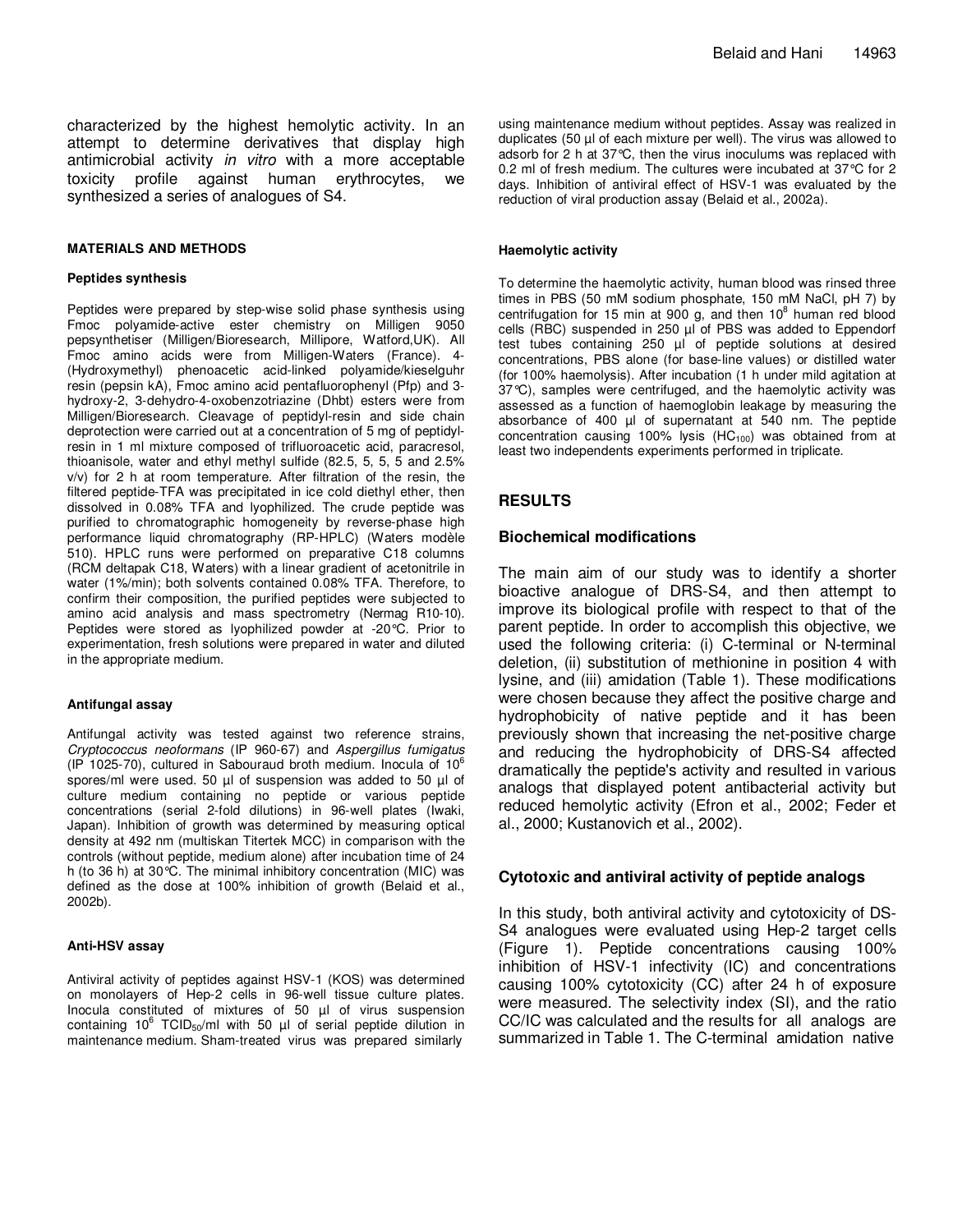characterized by the highest hemolytic activity. In an attempt to determine derivatives that display high antimicrobial activity *in vitro* with a more acceptable toxicity profile against human erythrocytes, we synthesized a series of analogues of S4.

## MATERIALS AND METHODS

### Peptides synthesis

Peptides were prepared by step-wise solid phase synthesis using Fmoc polyamide-active ester chemistry on Milligen 9050 pepsynthetiser (Milligen/Bioresearch, Millipore, Watford,UK). All Fmoc amino acids were from Milligen-Waters (France). 4-(Hydroxymethyl) phenoacetic acid-linked polyamide/kieselguhr resin (pepsin kA), Fmoc amino acid pentafluorophenyl (Pfp) and 3-hydroxy-2, 3-dehydro-4-oxobenzotriazine (Dhbt) esters were from Milligen/Bioresearch. Cleavage of peptidyl-resin and side chain deprotection were carried out at a concentration of 5 mg of peptidyl-resin in 1 ml mixture composed of trifluoroacetic acid, paracresol, thioanisole, water and ethyl methyl sulfide (82.5, 5, 5, 5 and 2.5% v/v) for 2 h at room temperature. After filtration of the resin, the filtered peptide-TFA was precipitated in ice cold diethyl ether, then dissolved in 0.08% TFA and lyophilized. The crude peptide was purified to chromatographic homogeneity by reverse-phase high performance liquid chromatography (RP-HPLC) (Waters modèle 510). HPLC runs were performed on preparative C18 columns (RCM deltapak C18, Waters) with a linear gradient of acetonitrile in water (1%/min); both solvents contained 0.08% TFA. Therefore, to confirm their composition, the purified peptides were subjected to amino acid analysis and mass spectrometry (Nermag R10-10). Peptides were stored as lyophilized powder at -20°C. Prior to experimentation, fresh solutions were prepared in water and diluted in the appropriate medium.

### Antifungal assay

Antifungal activity was tested against two reference strains, *Cryptococcus neoformans* (IP 960-67) and *Aspergillus fumigatus* (IP 1025-70), cultured in Sabouraud broth medium. Inocula of $10^6$ spores/ml were used. 50 µl of suspension was added to 50 µl of culture medium containing no peptide or various peptide concentrations (serial 2-fold dilutions) in 96-well plates (Iwaki, Japan). Inhibition of growth was determined by measuring optical density at 492 nm (multiskan Titertek MCC) in comparison with the controls (without peptide, medium alone) after incubation time of 24 h (to 36 h) at 30°C. The minimal inhibitory concentration (MIC) was defined as the dose at 100% inhibition of growth (Belaid et al., 2002b).

### Anti-HSV assay

Antiviral activity of peptides against HSV-1 (KOS) was determined on monolayers of Hep-2 cells in 96-well tissue culture plates. Inocula constituted of mixtures of 50 µl of virus suspension containing $10^6$ $TCID_{50}$/ml with 50 µl of serial peptide dilution in maintenance medium. Sham-treated virus was prepared similarly using maintenance medium without peptides. Assay was realized in duplicates (50 µl of each mixture per well). The virus was allowed to adsorb for 2 h at 37°C, then the virus inoculums was replaced with 0.2 ml of fresh medium. The cultures were incubated at 37°C for 2 days. Inhibition of antiviral effect of HSV-1 was evaluated by the reduction of viral production assay (Belaid et al., 2002a).

### Haemolytic activity

To determine the haemolytic activity, human blood was rinsed three times in PBS (50 mM sodium phosphate, 150 mM NaCl, pH 7) by centrifugation for 15 min at 900 g, and then $10^8$ human red blood cells (RBC) suspended in 250 µl of PBS was added to Eppendorf test tubes containing 250 µl of peptide solutions at desired concentrations, PBS alone (for base-line values) or distilled water (for 100% haemolysis). After incubation (1 h under mild agitation at 37°C), samples were centrifuged, and the haemolytic activity was assessed as a function of haemoglobin leakage by measuring the absorbance of 400 µl of supernatant at 540 nm. The peptide concentration causing 100% lysis ($HC_{100}$) was obtained from at least two independents experiments performed in triplicate.

## RESULTS

### Biochemical modifications

The main aim of our study was to identify a shorter bioactive analogue of DRS-S4, and then attempt to improve its biological profile with respect to that of the parent peptide. In order to accomplish this objective, we used the following criteria: (i) C-terminal or N-terminal deletion, (ii) substitution of methionine in position 4 with lysine, and (iii) amidation (Table 1). These modifications were chosen because they affect the positive charge and hydrophobicity of native peptide and it has been previously shown that increasing the net-positive charge and reducing the hydrophobicity of DRS-S4 affected dramatically the peptide's activity and resulted in various analogs that displayed potent antibacterial activity but reduced hemolytic activity (Efron et al., 2002; Feder et al., 2000; Kustanovich et al., 2002).

### Cytotoxic and antiviral activity of peptide analogs

In this study, both antiviral activity and cytotoxicity of DS-S4 analogues were evaluated using Hep-2 target cells (Figure 1). Peptide concentrations causing 100% inhibition of HSV-1 infectivity (IC) and concentrations causing 100% cytotoxicity (CC) after 24 h of exposure were measured. The selectivity index (SI), and the ratio CC/IC was calculated and the results for all analogs are summarized in Table 1. The C-terminal amidation native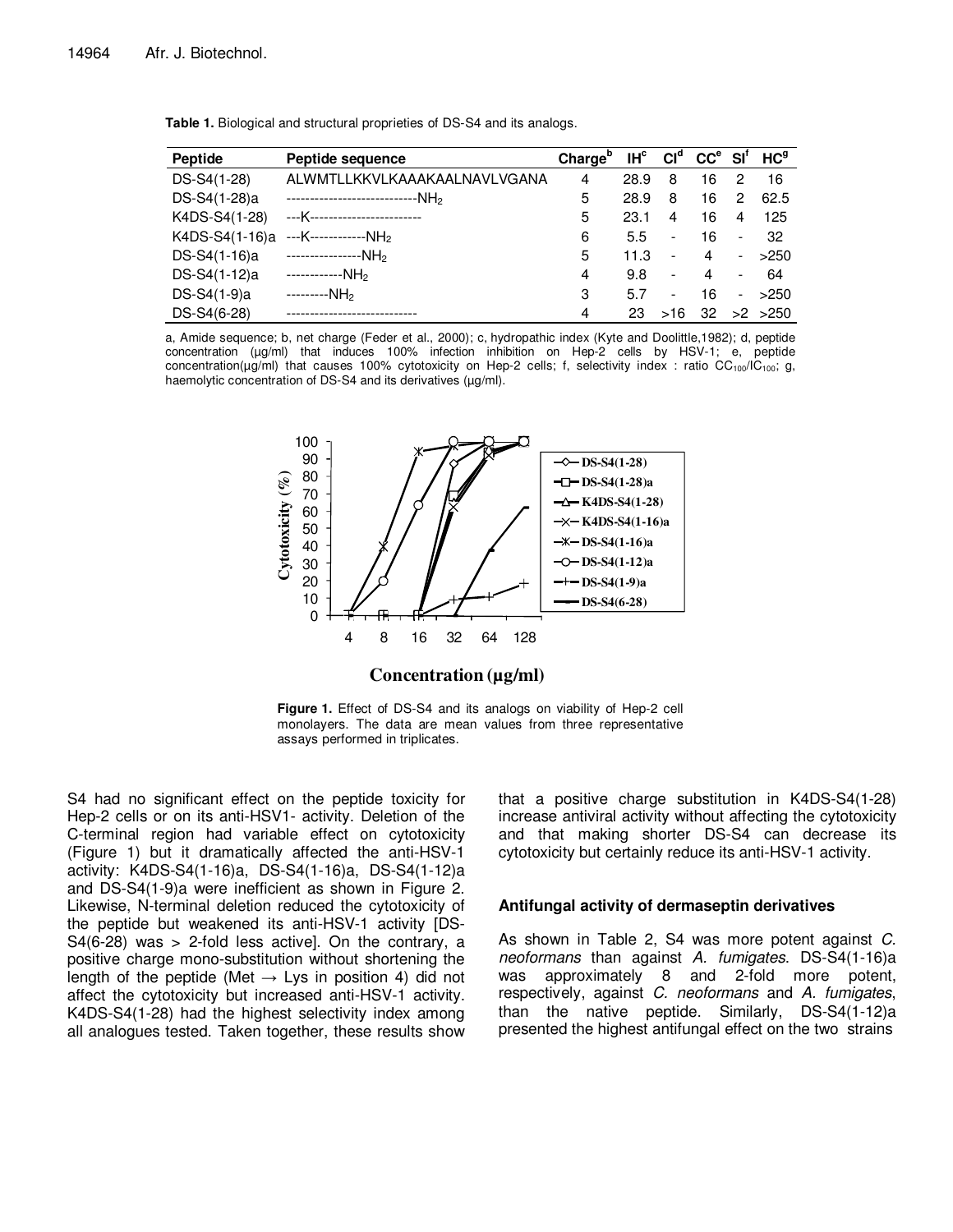**Table 1.** Biological and structural proprieties of DS-S4 and its analogs.

| Peptide | Peptide sequence | Charge[b] | IH[c] | CI[d] | CC[e] | SI[f] | HC[g] |
|---|---|---|---|---|---|---|---|
| DS-S4(1-28) | ALWMTLLKKVLKAAAKAALNAVLVGANA | 4 | 28.9 | 8 | 16 | 2 | 16 |
| DS-S4(1-28)a | ----------------------------NH$_2$ | 5 | 28.9 | 8 | 16 | 2 | 62.5 |
| K4DS-S4(1-28) | ---K------------------------ | 5 | 23.1 | 4 | 16 | 4 | 125 |
| K4DS-S4(1-16)a | ---K------------NH$_2$ | 6 | 5.5 | - | 16 | - | 32 |
| DS-S4(1-16)a | ----------------NH$_2$ | 5 | 11.3 | - | 4 | - | >250 |
| DS-S4(1-12)a | ------------NH$_2$ | 4 | 9.8 | - | 4 | - | 64 |
| DS-S4(1-9)a | ---------NH$_2$ | 3 | 5.7 | - | 16 | - | >250 |
| DS-S4(6-28) | ---------------------------- | 4 | 23 | >16 | 32 | >2 | >250 |

a, Amide sequence; b, net charge (Feder et al., 2000); c, hydropathic index (Kyte and Doolittle,1982); d, peptide concentration (µg/ml) that induces 100% infection inhibition on Hep-2 cells by HSV-1; e, peptide concentration(µg/ml) that causes 100% cytotoxicity on Hep-2 cells; f, selectivity index : ratio $CC_{100}/IC_{100}$; g, haemolytic concentration of DS-S4 and its derivatives (µg/ml).

**Figure 1.** Effect of DS-S4 and its analogs on viability of Hep-2 cell monolayers. The data are mean values from three representative assays performed in triplicates.

S4 had no significant effect on the peptide toxicity for Hep-2 cells or on its anti-HSV1- activity. Deletion of the C-terminal region had variable effect on cytotoxicity (Figure 1) but it dramatically affected the anti-HSV-1 activity: K4DS-S4(1-16)a, DS-S4(1-16)a, DS-S4(1-12)a and DS-S4(1-9)a were inefficient as shown in Figure 2. Likewise, N-terminal deletion reduced the cytotoxicity of the peptide but weakened its anti-HSV-1 activity [DS-S4(6-28) was > 2-fold less active]. On the contrary, a positive charge mono-substitution without shortening the length of the peptide (Met → Lys in position 4) did not affect the cytotoxicity but increased anti-HSV-1 activity. K4DS-S4(1-28) had the highest selectivity index among all analogues tested. Taken together, these results show that a positive charge substitution in K4DS-S4(1-28) increase antiviral activity without affecting the cytotoxicity and that making shorter DS-S4 can decrease its cytotoxicity but certainly reduce its anti-HSV-1 activity.

## Antifungal activity of dermaseptin derivatives

As shown in Table 2, S4 was more potent against *C. neoformans* than against *A. fumigates*. DS-S4(1-16)a was approximately 8 and 2-fold more potent, respectively, against *C. neoformans* and *A. fumigates*, than the native peptide. Similarly, DS-S4(1-12)a presented the highest antifungal effect on the two strains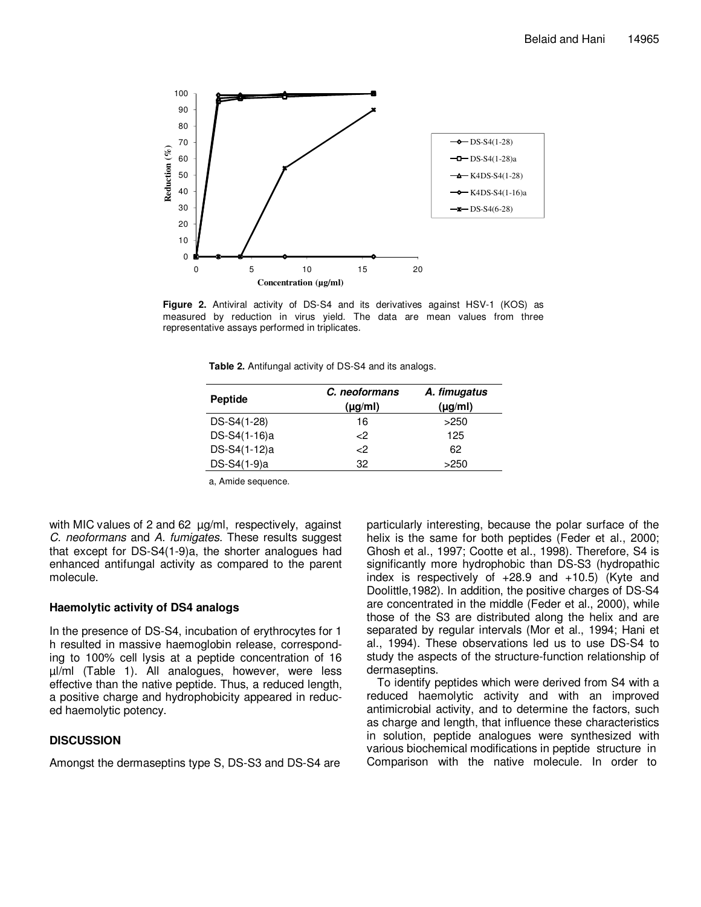**Figure 2.** Antiviral activity of DS-S4 and its derivatives against HSV-1 (KOS) as measured by reduction in virus yield. The data are mean values from three representative assays performed in triplicates.

**Table 2.** Antifungal activity of DS-S4 and its analogs.

| Peptide | *C. neoformans* (µg/ml) | *A. fimugatus* (µg/ml) |
|---|---|---|
| DS-S4(1-28) | 16 | >250 |
| DS-S4(1-16)a | <2 | 125 |
| DS-S4(1-12)a | <2 | 62 |
| DS-S4(1-9)a | 32 | >250 |

a, Amide sequence.

with MIC values of 2 and 62 µg/ml, respectively, against *C. neoformans* and *A. fumigates*. These results suggest that except for DS-S4(1-9)a, the shorter analogues had enhanced antifungal activity as compared to the parent molecule.

### Haemolytic activity of DS4 analogs

In the presence of DS-S4, incubation of erythrocytes for 1 h resulted in massive haemoglobin release, corresponding to 100% cell lysis at a peptide concentration of 16 µl/ml (Table 1). All analogues, however, were less effective than the native peptide. Thus, a reduced length, a positive charge and hydrophobicity appeared in reduced haemolytic potency.

## DISCUSSION

Amongst the dermaseptins type S, DS-S3 and DS-S4 are particularly interesting, because the polar surface of the helix is the same for both peptides (Feder et al., 2000; Ghosh et al., 1997; Cootte et al., 1998). Therefore, S4 is significantly more hydrophobic than DS-S3 (hydropathic index is respectively of +28.9 and +10.5) (Kyte and Doolittle,1982). In addition, the positive charges of DS-S4 are concentrated in the middle (Feder et al., 2000), while those of the S3 are distributed along the helix and are separated by regular intervals (Mor et al., 1994; Hani et al., 1994). These observations led us to use DS-S4 to study the aspects of the structure-function relationship of dermaseptins.

To identify peptides which were derived from S4 with a reduced haemolytic activity and with an improved antimicrobial activity, and to determine the factors, such as charge and length, that influence these characteristics in solution, peptide analogues were synthesized with various biochemical modifications in peptide structure in Comparison with the native molecule. In order to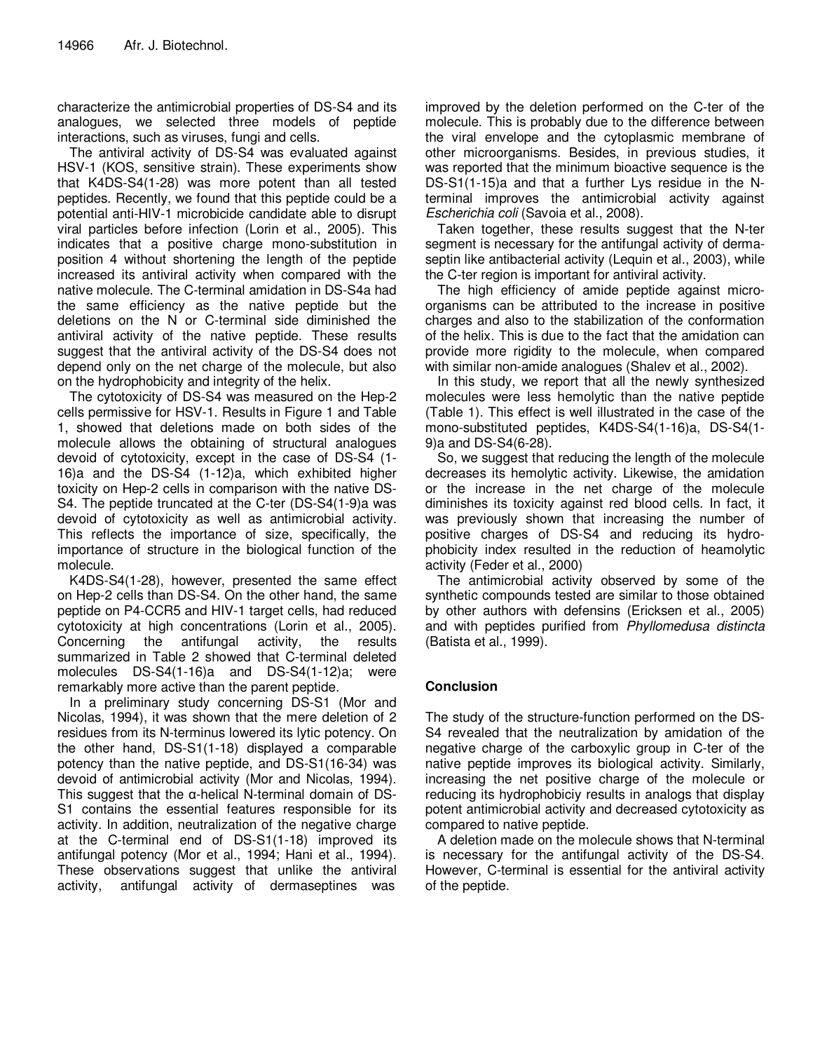characterize the antimicrobial properties of DS-S4 and its analogues, we selected three models of peptide interactions, such as viruses, fungi and cells.

The antiviral activity of DS-S4 was evaluated against HSV-1 (KOS, sensitive strain). These experiments show that K4DS-S4(1-28) was more potent than all tested peptides. Recently, we found that this peptide could be a potential anti-HIV-1 microbicide candidate able to disrupt viral particles before infection (Lorin et al., 2005). This indicates that a positive charge mono-substitution in position 4 without shortening the length of the peptide increased its antiviral activity when compared with the native molecule. The C-terminal amidation in DS-S4a had the same efficiency as the native peptide but the deletions on the N or C-terminal side diminished the antiviral activity of the native peptide. These results suggest that the antiviral activity of the DS-S4 does not depend only on the net charge of the molecule, but also on the hydrophobicity and integrity of the helix.

The cytotoxicity of DS-S4 was measured on the Hep-2 cells permissive for HSV-1. Results in Figure 1 and Table 1, showed that deletions made on both sides of the molecule allows the obtaining of structural analogues devoid of cytotoxicity, except in the case of DS-S4 (1-16)a and the DS-S4 (1-12)a, which exhibited higher toxicity on Hep-2 cells in comparison with the native DS-S4. The peptide truncated at the C-ter (DS-S4(1-9)a was devoid of cytotoxicity as well as antimicrobial activity. This reflects the importance of size, specifically, the importance of structure in the biological function of the molecule.

K4DS-S4(1-28), however, presented the same effect on Hep-2 cells than DS-S4. On the other hand, the same peptide on P4-CCR5 and HIV-1 target cells, had reduced cytotoxicity at high concentrations (Lorin et al., 2005). Concerning the antifungal activity, the results summarized in Table 2 showed that C-terminal deleted molecules DS-S4(1-16)a and DS-S4(1-12)a; were remarkably more active than the parent peptide.

In a preliminary study concerning DS-S1 (Mor and Nicolas, 1994), it was shown that the mere deletion of 2 residues from its N-terminus lowered its lytic potency. On the other hand, DS-S1(1-18) displayed a comparable potency than the native peptide, and DS-S1(16-34) was devoid of antimicrobial activity (Mor and Nicolas, 1994). This suggest that the α-helical N-terminal domain of DS-S1 contains the essential features responsible for its activity. In addition, neutralization of the negative charge at the C-terminal end of DS-S1(1-18) improved its antifungal potency (Mor et al., 1994; Hani et al., 1994). These observations suggest that unlike the antiviral activity, antifungal activity of dermaseptines was improved by the deletion performed on the C-ter of the molecule. This is probably due to the difference between the viral envelope and the cytoplasmic membrane of other microorganisms. Besides, in previous studies, it was reported that the minimum bioactive sequence is the DS-S1(1-15)a and that a further Lys residue in the N-terminal improves the antimicrobial activity against *Escherichia coli* (Savoia et al., 2008).

Taken together, these results suggest that the N-ter segment is necessary for the antifungal activity of dermaseptin like antibacterial activity (Lequin et al., 2003), while the C-ter region is important for antiviral activity.

The high efficiency of amide peptide against microorganisms can be attributed to the increase in positive charges and also to the stabilization of the conformation of the helix. This is due to the fact that the amidation can provide more rigidity to the molecule, when compared with similar non-amide analogues (Shalev et al., 2002).

In this study, we report that all the newly synthesized molecules were less hemolytic than the native peptide (Table 1). This effect is well illustrated in the case of the mono-substituted peptides, K4DS-S4(1-16)a, DS-S4(1-9)a and DS-S4(6-28).

So, we suggest that reducing the length of the molecule decreases its hemolytic activity. Likewise, the amidation or the increase in the net charge of the molecule diminishes its toxicity against red blood cells. In fact, it was previously shown that increasing the number of positive charges of DS-S4 and reducing its hydrophobicity index resulted in the reduction of heamolytic activity (Feder et al., 2000)

The antimicrobial activity observed by some of the synthetic compounds tested are similar to those obtained by other authors with defensins (Ericksen et al., 2005) and with peptides purified from *Phyllomedusa distincta* (Batista et al., 1999).

## Conclusion

The study of the structure-function performed on the DS-S4 revealed that the neutralization by amidation of the negative charge of the carboxylic group in C-ter of the native peptide improves its biological activity. Similarly, increasing the net positive charge of the molecule or reducing its hydrophobiciy results in analogs that display potent antimicrobial activity and decreased cytotoxicity as compared to native peptide.

A deletion made on the molecule shows that N-terminal is necessary for the antifungal activity of the DS-S4. However, C-terminal is essential for the antiviral activity of the peptide.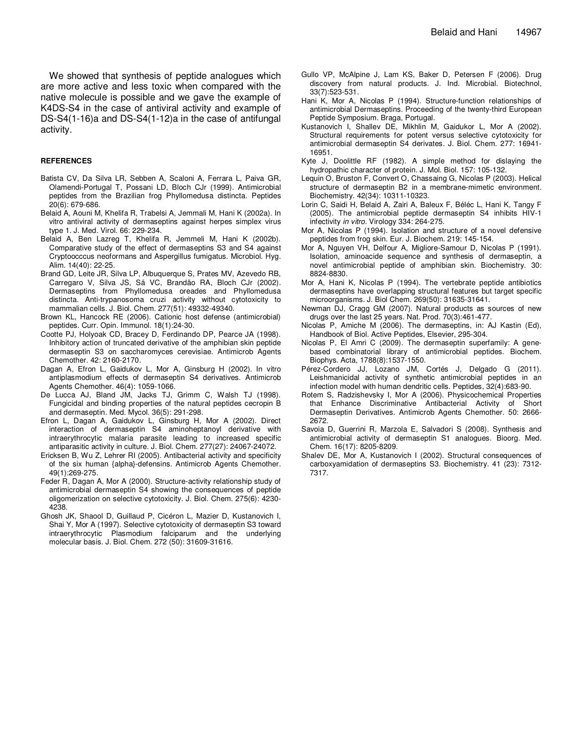We showed that synthesis of peptide analogues which are more active and less toxic when compared with the native molecule is possible and we gave the example of K4DS-S4 in the case of antiviral activity and example of DS-S4(1-16)a and DS-S4(1-12)a in the case of antifungal activity.

**REFERENCES**

Batista CV, Da Silva LR, Sebben A, Scaloni A, Ferrara L, Paiva GR, Olamendi-Portugal T, Possani LD, Bloch CJr (1999). Antimicrobial peptides from the Brazilian frog Phyllomedusa distincta. Peptides 20(6): 679-686.

Belaid A, Aouni M, Khelifa R, Trabelsi A, Jemmali M, Hani K (2002a). In vitro antiviral activity of dermaseptins against herpes simplex virus type 1. J. Med. Virol. 66: 229-234.

Belaid A, Ben Lazreg T, Khelifa R, Jemmeli M, Hani K (2002b). Comparative study of the effect of dermaseptins S3 and S4 against Cryptoocccus neoformans and Aspergillus fumigatus. Microbiol. Hyg. Alim. 14(40): 22-25.

Brand GD, Leite JR, Silva LP, Albuquerque S, Prates MV, Azevedo RB, Carregaro V, Silva JS, Sá VC, Brandão RA, Bloch CJr (2002). Dermaseptins from Phyllomedusa oreades and Phyllomedusa distincta. Anti-trypanosoma cruzi activity without cytotoxicity to mammalian cells. J. Biol. Chem. 277(51): 49332-49340.

Brown KL, Hancock RE (2006). Cationic host defense (antimicrobial) peptides. Curr. Opin. Immunol. 18(1):24-30.

Cootte PJ, Holyoak CD, Bracey D, Ferdinando DP, Pearce JA (1998). Inhibitory action of truncated derivative of the amphibian skin peptide dermaseptin S3 on saccharomyces cerevisiae. Antimicrob Agents Chemother. 42: 2160-2170.

Dagan A, Efron L, Gaidukov L, Mor A, Ginsburg H (2002). In vitro antiplasmodium effects of dermaseptin S4 derivatives. Antimicrob Agents Chemother. 46(4): 1059-1066.

De Lucca AJ, Bland JM, Jacks TJ, Grimm C, Walsh TJ (1998). Fungicidal and binding properties of the natural peptides cecropin B and dermaseptin. Med. Mycol. 36(5): 291-298.

Efron L, Dagan A, Gaidukov L, Ginsburg H, Mor A (2002). Direct interaction of dermaseptin S4 aminoheptanoyl derivative with intraerythrocytic malaria parasite leading to increased specific antiparasitic activity in culture. J. Biol. Chem. 277(27): 24067-24072.

Ericksen B, Wu Z, Lehrer RI (2005). Antibacterial activity and specificity of the six human {alpha}-defensins. Antimicrob Agents Chemother. 49(1):269-275.

Feder R, Dagan A, Mor A (2000). Structure-activity relationship study of antimicrobial dermaseptin S4 showing the consequences of peptide oligomerization on selective cytotoxicity. J. Biol. Chem. 275(6): 4230-4238.

Ghosh JK, Shaool D, Guillaud P, Cicéron L, Mazier D, Kustanovich I, Shai Y, Mor A (1997). Selective cytotoxicity of dermaseptin S3 toward intraerythrocytic Plasmodium falciparum and the underlying molecular basis. J. Biol. Chem. 272 (50): 31609-31616.

Gullo VP, McAlpine J, Lam KS, Baker D, Petersen F (2006). Drug discovery from natural products. J. Ind. Microbial. Biotechnol, 33(7):523-531.

Hani K, Mor A, Nicolas P (1994). Structure-function relationships of antimicrobial Dermaseptins. Proceeding of the twenty-third European Peptide Symposium. Braga, Portugal.

Kustanovich I, Shallev DE, Mikhlin M, Gaidukor L, Mor A (2002). Structural requirements for potent versus selective cytotoxicity for antimicrobial dermaseptin S4 derivates. J. Biol. Chem. 277: 16941-16951.

Kyte J, Doolittle RF (1982). A simple method for dislaying the hydropathic character of protein. J. Mol. Biol. 157: 105-132.

Lequin O, Bruston F, Convert O, Chassaing G, Nicolas P (2003). Helical structure of dermaseptin B2 in a membrane-mimetic environment. Biochemistry. 42(34): 10311-10323.

Lorin C, Saidi H, Belaid A, Zairi A, Baleux F, Béléc L, Hani K, Tangy F (2005). The antimicrobial peptide dermaseptin S4 inhibits HIV-1 infectivity *in vitro*. Virology 334: 264-275.

Mor A, Nicolas P (1994). Isolation and structure of a novel defensive peptides from frog skin. Eur. J. Biochem. 219: 145-154.

Mor A, Nguyen VH, Delfour A, Migliore-Samour D, Nicolas P (1991). Isolation, aminoacide sequence and synthesis of dermaseptin, a novel antimicrobial peptide of amphibian skin. Biochemistry. 30: 8824-8830.

Mor A, Hani K, Nicolas P (1994). The vertebrate peptide antibiotics dermaseptins have overlapping structural features but target specific microorganisms. J. Biol Chem. 269(50): 31635-31641.

Newman DJ, Cragg GM (2007). Natural products as sources of new drugs over the last 25 years. Nat. Prod. 70(3):461-477.

Nicolas P, Amiche M (2006). The dermaseptins, in: AJ Kastin (Ed), Handbook of Biol. Active Peptides, Elsevier, 295-304.

Nicolas P, El Amri C (2009). The dermaseptin superfamily: A gene-based combinatorial library of antimicrobial peptides. Biochem. Biophys. Acta, 1788(8):1537-1550.

Pérez-Cordero JJ, Lozano JM, Cortés J, Delgado G (2011). Leishmanicidal activity of synthetic antimicrobial peptides in an infection model with human dendritic cells. Peptides, 32(4):683-90.

Rotem S, Radzishevsky I, Mor A (2006). Physicochemical Properties that Enhance Discriminative Antibacterial Activity of Short Dermaseptin Derivatives. Antimicrob Agents Chemother. 50: 2666-2672.

Savoia D, Guerrini R, Marzola E, Salvadori S (2008). Synthesis and antimicrobial activity of dermaseptin S1 analogues. Bioorg. Med. Chem. 16(17): 8205-8209.

Shalev DE, Mor A, Kustanovich I (2002). Structural consequences of carboxyamidation of dermaseptins S3. Biochemistry. 41 (23): 7312-7317.